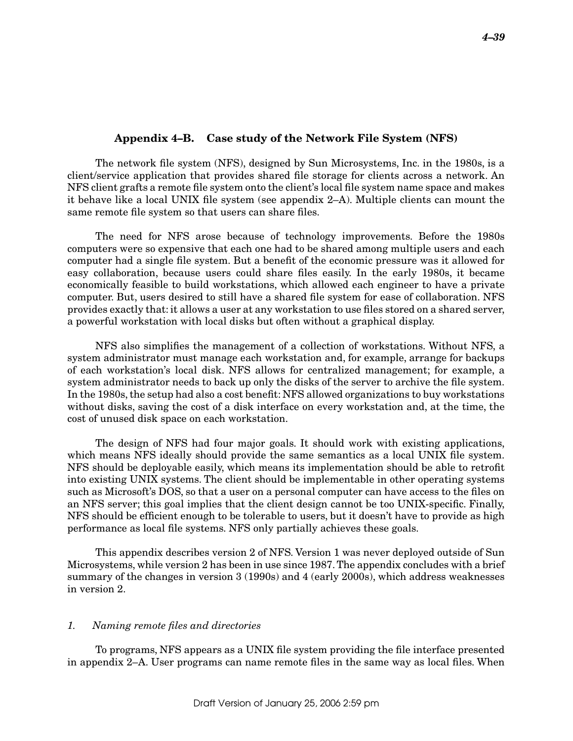## Appendix 4–B. Case study of the Network File System (NFS)

The network file system (NFS), designed by Sun Microsystems, Inc. in the 1980s, is a client/service application that provides shared file storage for clients across a network. An NFS client grafts a remote file system onto the client's local file system name space and makes it behave like a local UNIX file system (see appendix 2–A). Multiple clients can mount the same remote file system so that users can share files.

The need for NFS arose because of technology improvements. Before the 1980s computers were so expensive that each one had to be shared among multiple users and each computer had a single file system. But a benefit of the economic pressure was it allowed for easy collaboration, because users could share files easily. In the early 1980s, it became economically feasible to build workstations, which allowed each engineer to have a private computer. But, users desired to still have a shared file system for ease of collaboration. NFS provides exactly that: it allows a user at any workstation to use files stored on a shared server, a powerful workstation with local disks but often without a graphical display.

NFS also simplifies the management of a collection of workstations. Without NFS, a system administrator must manage each workstation and, for example, arrange for backups of each workstation's local disk. NFS allows for centralized management; for example, a system administrator needs to back up only the disks of the server to archive the file system. In the 1980s, the setup had also a cost benefit: NFS allowed organizations to buy workstations without disks, saving the cost of a disk interface on every workstation and, at the time, the cost of unused disk space on each workstation.

The design of NFS had four major goals. It should work with existing applications, which means NFS ideally should provide the same semantics as a local UNIX file system. NFS should be deployable easily, which means its implementation should be able to retrofit into existing UNIX systems. The client should be implementable in other operating systems such as Microsoft's DOS, so that a user on a personal computer can have access to the files on an NFS server; this goal implies that the client design cannot be too UNIX-specific. Finally, NFS should be efficient enough to be tolerable to users, but it doesn't have to provide as high performance as local file systems. NFS only partially achieves these goals.

This appendix describes version 2 of NFS. Version 1 was never deployed outside of Sun Microsystems, while version 2 has been in use since 1987. The appendix concludes with a brief summary of the changes in version 3 (1990s) and 4 (early 2000s), which address weaknesses in version 2.

### *1. Naming remote files and directories*

To programs, NFS appears as a UNIX file system providing the file interface presented in appendix 2–A. User programs can name remote files in the same way as local files. When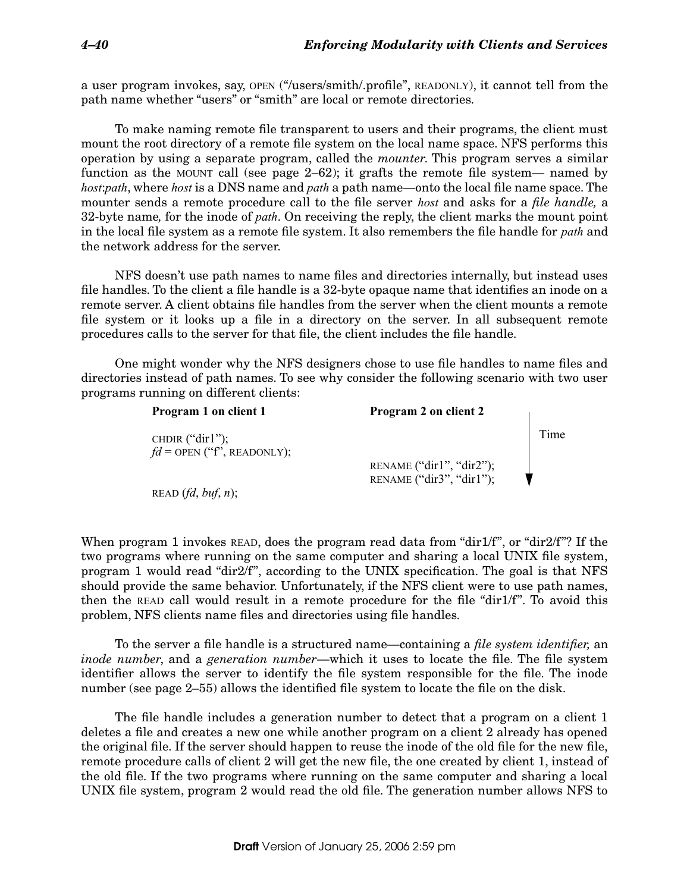a user program invokes, say, OPEN ("/users/smith/.profile", READONLY), it cannot tell from the path name whether "users" or "smith" are local or remote directories.

To make naming remote file transparent to users and their programs, the client must mount the root directory of a remote file system on the local name space. NFS performs this operation by using a separate program, called the *mounter*. This program serves a similar function as the MOUNT call (see page 2–62); it grafts the remote file system— named by *host*:*path*, where *host* is a DNS name and *path* a path name—onto the local file name space. The mounter sends a remote procedure call to the file server *host* and asks for a *file handle,* a 32-byte name*,* for the inode of *path*. On receiving the reply, the client marks the mount point in the local file system as a remote file system. It also remembers the file handle for *path* and the network address for the server.

NFS doesn't use path names to name files and directories internally, but instead uses file handles. To the client a file handle is a 32-byte opaque name that identifies an inode on a remote server. A client obtains file handles from the server when the client mounts a remote file system or it looks up a file in a directory on the server. In all subsequent remote procedures calls to the server for that file, the client includes the file handle.

One might wonder why the NFS designers chose to use file handles to name files and directories instead of path names. To see why consider the following scenario with two user programs running on different clients:

| **Program 1 on client 1** | **Program 2 on client 2** | |
|---|---|---|
| CHDIR ("dir1"); | | Time ↓ |
| *fd* = OPEN ("f", READONLY); | | |
| | RENAME ("dir1", "dir2"); | |
| | RENAME ("dir3", "dir1"); | |
| READ (*fd*, *buf*, *n*); | | |

When program 1 invokes READ, does the program read data from "dir1/f", or "dir2/f"? If the two programs where running on the same computer and sharing a local UNIX file system, program 1 would read "dir2/f", according to the UNIX specification. The goal is that NFS should provide the same behavior. Unfortunately, if the NFS client were to use path names, then the READ call would result in a remote procedure for the file "dir1/f". To avoid this problem, NFS clients name files and directories using file handles.

To the server a file handle is a structured name—containing a *file system identifier,* an *inode number*, and a *generation number*—which it uses to locate the file. The file system identifier allows the server to identify the file system responsible for the file. The inode number (see page 2–55) allows the identified file system to locate the file on the disk.

The file handle includes a generation number to detect that a program on a client 1 deletes a file and creates a new one while another program on a client 2 already has opened the original file. If the server should happen to reuse the inode of the old file for the new file, remote procedure calls of client 2 will get the new file, the one created by client 1, instead of the old file. If the two programs where running on the same computer and sharing a local UNIX file system, program 2 would read the old file. The generation number allows NFS to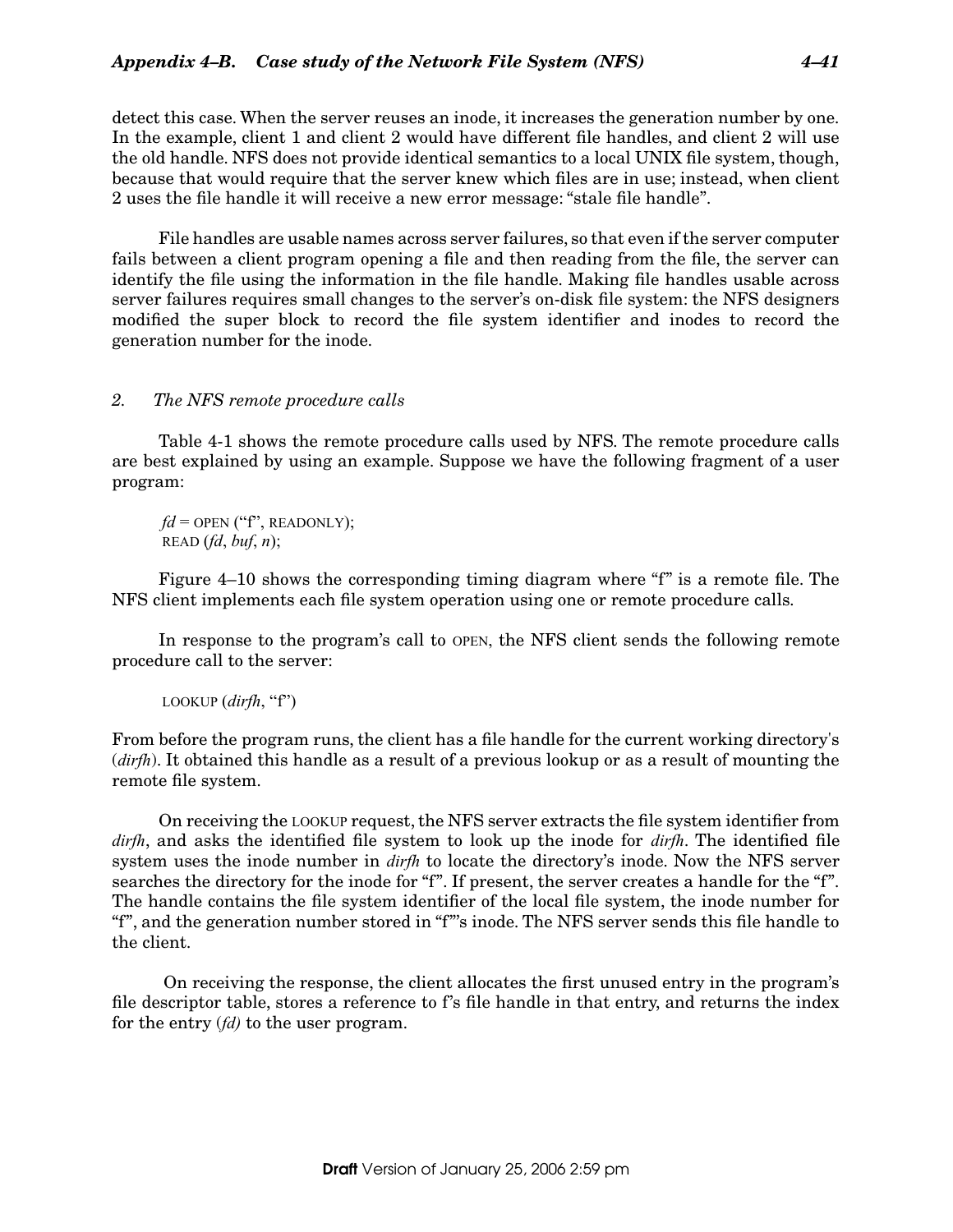detect this case. When the server reuses an inode, it increases the generation number by one. In the example, client 1 and client 2 would have different file handles, and client 2 will use the old handle. NFS does not provide identical semantics to a local UNIX file system, though, because that would require that the server knew which files are in use; instead, when client 2 uses the file handle it will receive a new error message: "stale file handle".

File handles are usable names across server failures, so that even if the server computer fails between a client program opening a file and then reading from the file, the server can identify the file using the information in the file handle. Making file handles usable across server failures requires small changes to the server's on-disk file system: the NFS designers modified the super block to record the file system identifier and inodes to record the generation number for the inode.

### 2. *The NFS remote procedure calls*

Table 4-1 shows the remote procedure calls used by NFS. The remote procedure calls are best explained by using an example. Suppose we have the following fragment of a user program:

```
fd = OPEN ("f", READONLY);
READ (fd, buf, n);
```

Figure 4–10 shows the corresponding timing diagram where "f" is a remote file. The NFS client implements each file system operation using one or remote procedure calls.

In response to the program's call to OPEN, the NFS client sends the following remote procedure call to the server:

```
LOOKUP (dirfh, "f")
```

From before the program runs, the client has a file handle for the current working directory's (*dirfh*). It obtained this handle as a result of a previous lookup or as a result of mounting the remote file system.

On receiving the LOOKUP request, the NFS server extracts the file system identifier from *dirfh*, and asks the identified file system to look up the inode for *dirfh*. The identified file system uses the inode number in *dirfh* to locate the directory's inode. Now the NFS server searches the directory for the inode for "f". If present, the server creates a handle for the "f". The handle contains the file system identifier of the local file system, the inode number for "f", and the generation number stored in "f"'s inode. The NFS server sends this file handle to the client.

On receiving the response, the client allocates the first unused entry in the program's file descriptor table, stores a reference to f's file handle in that entry, and returns the index for the entry (*fd)* to the user program.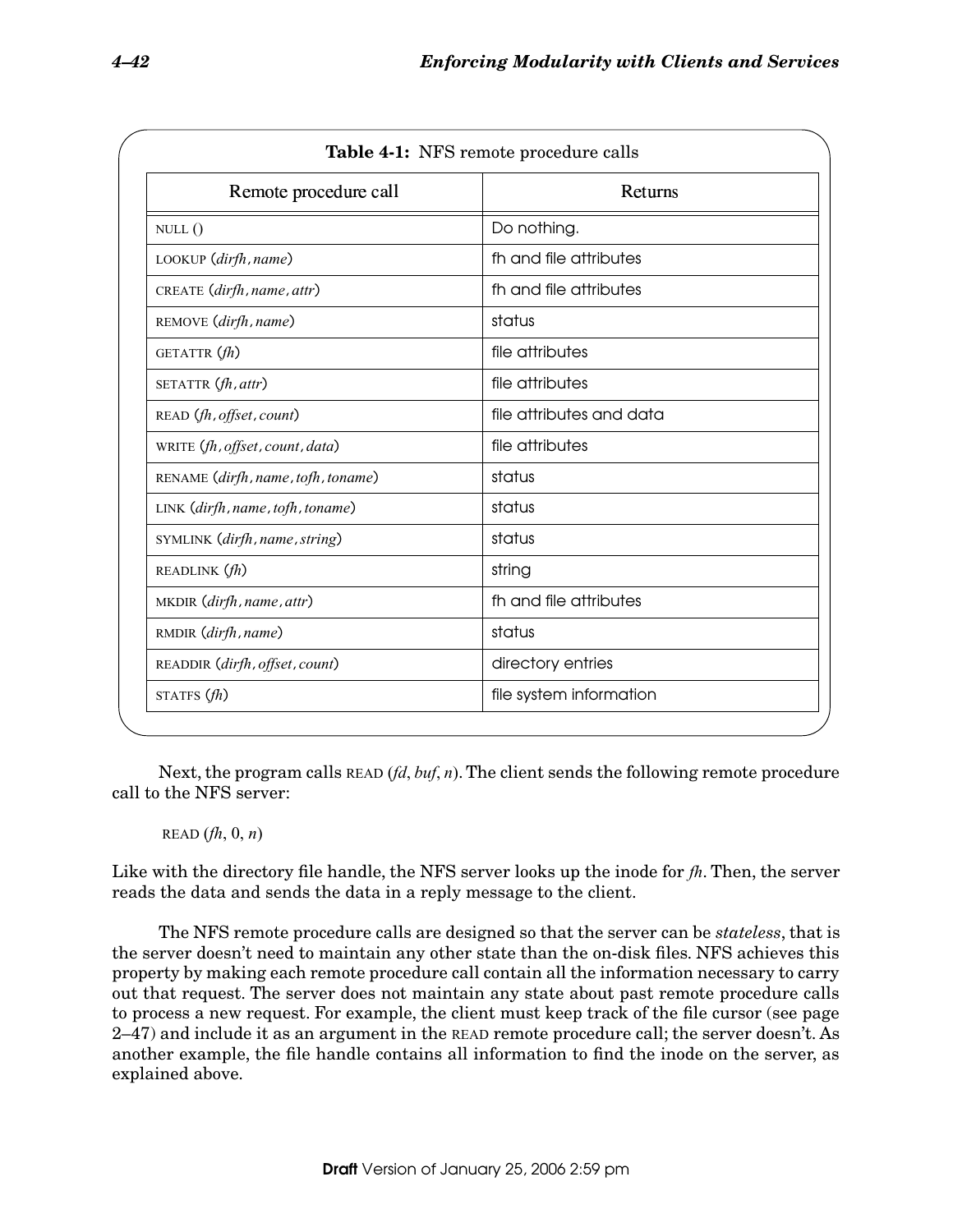**Table 4-1:** NFS remote procedure calls

| Remote procedure call | Returns |
|---|---|
| NULL () | Do nothing. |
| LOOKUP (*dirfh*, *name*) | fh and file attributes |
| CREATE (*dirfh*, *name*, *attr*) | fh and file attributes |
| REMOVE (*dirfh*, *name*) | status |
| GETATTR (*fh*) | file attributes |
| SETATTR (*fh*, *attr*) | file attributes |
| READ (*fh*, *offset*, *count*) | file attributes and data |
| WRITE (*fh*, *offset*, *count*, *data*) | file attributes |
| RENAME (*dirfh*, *name*, *tofh*, *toname*) | status |
| LINK (*dirfh*, *name*, *tofh*, *toname*) | status |
| SYMLINK (*dirfh*, *name*, *string*) | status |
| READLINK (*fh*) | string |
| MKDIR (*dirfh*, *name*, *attr*) | fh and file attributes |
| RMDIR (*dirfh*, *name*) | status |
| READDIR (*dirfh*, *offset*, *count*) | directory entries |
| STATFS (*fh*) | file system information |

Next, the program calls READ (*fd*, *buf*, *n*). The client sends the following remote procedure call to the NFS server:

READ (*fh*, 0, *n*)

Like with the directory file handle, the NFS server looks up the inode for *fh*. Then, the server reads the data and sends the data in a reply message to the client.

The NFS remote procedure calls are designed so that the server can be *stateless*, that is the server doesn't need to maintain any other state than the on-disk files. NFS achieves this property by making each remote procedure call contain all the information necessary to carry out that request. The server does not maintain any state about past remote procedure calls to process a new request. For example, the client must keep track of the file cursor (see page 2–47) and include it as an argument in the READ remote procedure call; the server doesn't. As another example, the file handle contains all information to find the inode on the server, as explained above.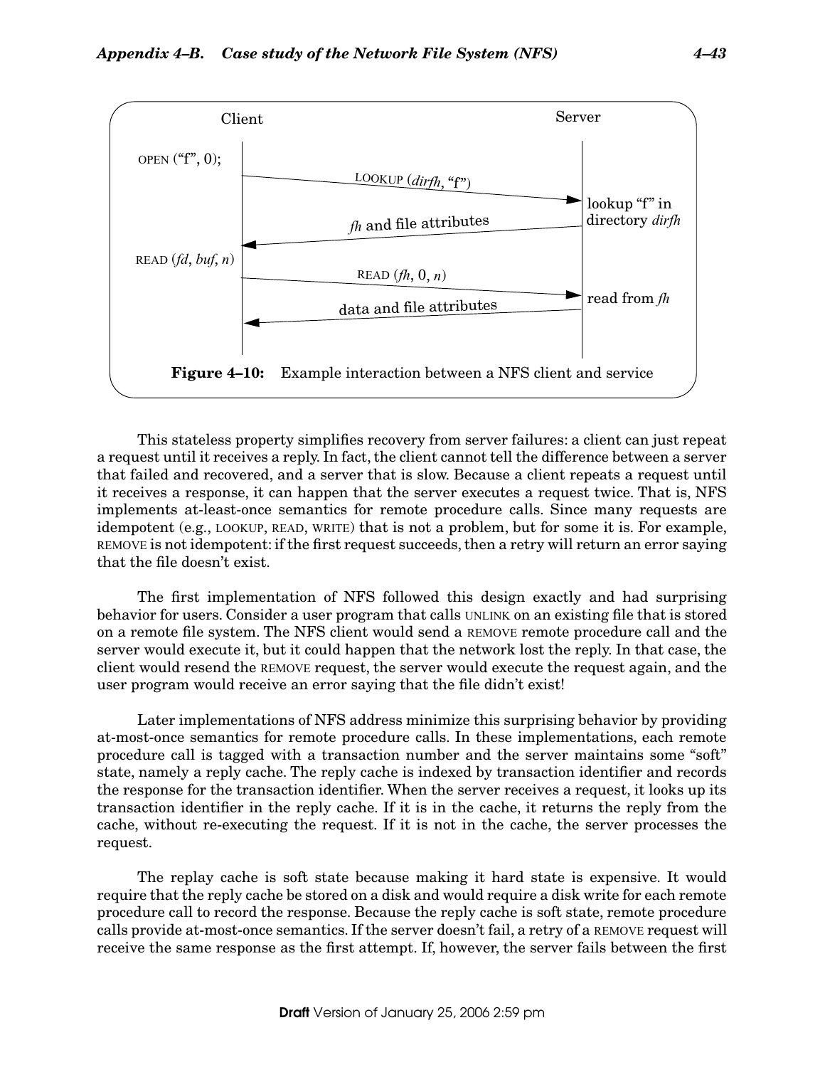Client | Server
---|---
OPEN ("f", 0); → LOOKUP (*dirfh*, "f") → | lookup "f" in directory *dirfh*
← *fh* and file attributes ← |
READ (*fd*, *buf*, *n*) → READ (*fh*, 0, *n*) → | read from *fh*
← data and file attributes ← |

**Figure 4–10:** Example interaction between a NFS client and service

This stateless property simplifies recovery from server failures: a client can just repeat a request until it receives a reply. In fact, the client cannot tell the difference between a server that failed and recovered, and a server that is slow. Because a client repeats a request until it receives a response, it can happen that the server executes a request twice. That is, NFS implements at-least-once semantics for remote procedure calls. Since many requests are idempotent (e.g., LOOKUP, READ, WRITE) that is not a problem, but for some it is. For example, REMOVE is not idempotent: if the first request succeeds, then a retry will return an error saying that the file doesn't exist.

The first implementation of NFS followed this design exactly and had surprising behavior for users. Consider a user program that calls UNLINK on an existing file that is stored on a remote file system. The NFS client would send a REMOVE remote procedure call and the server would execute it, but it could happen that the network lost the reply. In that case, the client would resend the REMOVE request, the server would execute the request again, and the user program would receive an error saying that the file didn't exist!

Later implementations of NFS address minimize this surprising behavior by providing at-most-once semantics for remote procedure calls. In these implementations, each remote procedure call is tagged with a transaction number and the server maintains some "soft" state, namely a reply cache. The reply cache is indexed by transaction identifier and records the response for the transaction identifier. When the server receives a request, it looks up its transaction identifier in the reply cache. If it is in the cache, it returns the reply from the cache, without re-executing the request. If it is not in the cache, the server processes the request.

The replay cache is soft state because making it hard state is expensive. It would require that the reply cache be stored on a disk and would require a disk write for each remote procedure call to record the response. Because the reply cache is soft state, remote procedure calls provide at-most-once semantics. If the server doesn't fail, a retry of a REMOVE request will receive the same response as the first attempt. If, however, the server fails between the first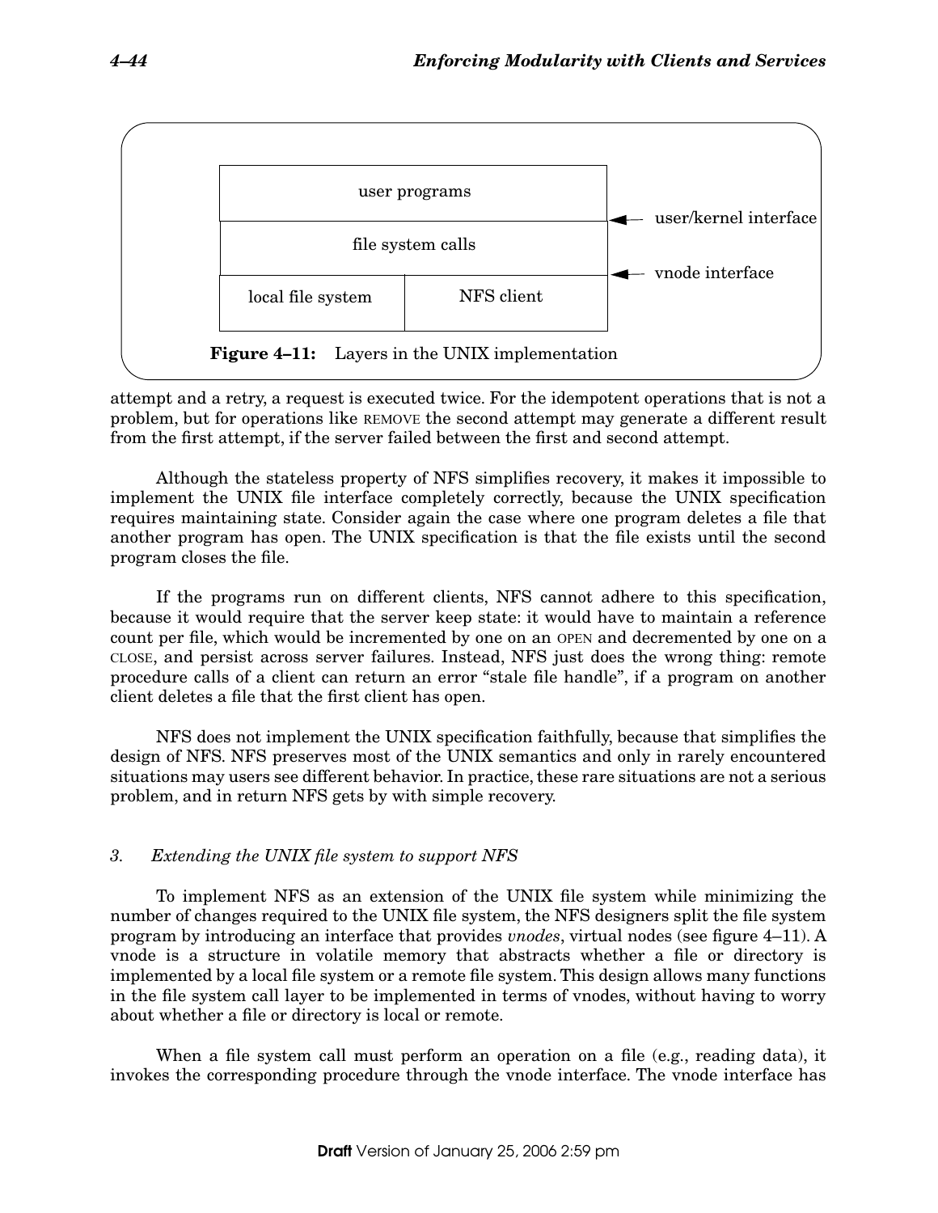user programs

file system calls

local file system | NFS client

user/kernel interface

vnode interface

**Figure 4–11:** Layers in the UNIX implementation

attempt and a retry, a request is executed twice. For the idempotent operations that is not a problem, but for operations like REMOVE the second attempt may generate a different result from the first attempt, if the server failed between the first and second attempt.

Although the stateless property of NFS simplifies recovery, it makes it impossible to implement the UNIX file interface completely correctly, because the UNIX specification requires maintaining state. Consider again the case where one program deletes a file that another program has open. The UNIX specification is that the file exists until the second program closes the file.

If the programs run on different clients, NFS cannot adhere to this specification, because it would require that the server keep state: it would have to maintain a reference count per file, which would be incremented by one on an OPEN and decremented by one on a CLOSE, and persist across server failures. Instead, NFS just does the wrong thing: remote procedure calls of a client can return an error "stale file handle", if a program on another client deletes a file that the first client has open.

NFS does not implement the UNIX specification faithfully, because that simplifies the design of NFS. NFS preserves most of the UNIX semantics and only in rarely encountered situations may users see different behavior. In practice, these rare situations are not a serious problem, and in return NFS gets by with simple recovery.

### *3. Extending the UNIX file system to support NFS*

To implement NFS as an extension of the UNIX file system while minimizing the number of changes required to the UNIX file system, the NFS designers split the file system program by introducing an interface that provides *vnodes*, virtual nodes (see figure 4–11). A vnode is a structure in volatile memory that abstracts whether a file or directory is implemented by a local file system or a remote file system. This design allows many functions in the file system call layer to be implemented in terms of vnodes, without having to worry about whether a file or directory is local or remote.

When a file system call must perform an operation on a file (e.g., reading data), it invokes the corresponding procedure through the vnode interface. The vnode interface has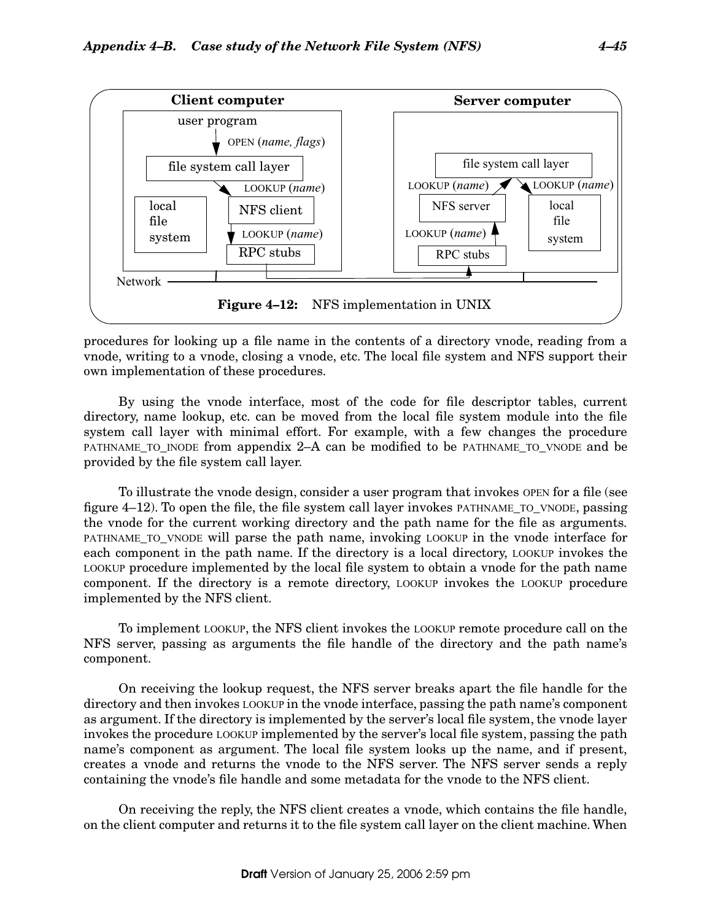**Figure 4–12:** NFS implementation in UNIX

procedures for looking up a file name in the contents of a directory vnode, reading from a vnode, writing to a vnode, closing a vnode, etc. The local file system and NFS support their own implementation of these procedures.

By using the vnode interface, most of the code for file descriptor tables, current directory, name lookup, etc. can be moved from the local file system module into the file system call layer with minimal effort. For example, with a few changes the procedure PATHNAME_TO_INODE from appendix 2–A can be modified to be PATHNAME_TO_VNODE and be provided by the file system call layer.

To illustrate the vnode design, consider a user program that invokes OPEN for a file (see figure 4–12). To open the file, the file system call layer invokes PATHNAME_TO_VNODE, passing the vnode for the current working directory and the path name for the file as arguments. PATHNAME_TO_VNODE will parse the path name, invoking LOOKUP in the vnode interface for each component in the path name. If the directory is a local directory, LOOKUP invokes the LOOKUP procedure implemented by the local file system to obtain a vnode for the path name component. If the directory is a remote directory, LOOKUP invokes the LOOKUP procedure implemented by the NFS client.

To implement LOOKUP, the NFS client invokes the LOOKUP remote procedure call on the NFS server, passing as arguments the file handle of the directory and the path name's component.

On receiving the lookup request, the NFS server breaks apart the file handle for the directory and then invokes LOOKUP in the vnode interface, passing the path name's component as argument. If the directory is implemented by the server's local file system, the vnode layer invokes the procedure LOOKUP implemented by the server's local file system, passing the path name's component as argument. The local file system looks up the name, and if present, creates a vnode and returns the vnode to the NFS server. The NFS server sends a reply containing the vnode's file handle and some metadata for the vnode to the NFS client.

On receiving the reply, the NFS client creates a vnode, which contains the file handle, on the client computer and returns it to the file system call layer on the client machine. When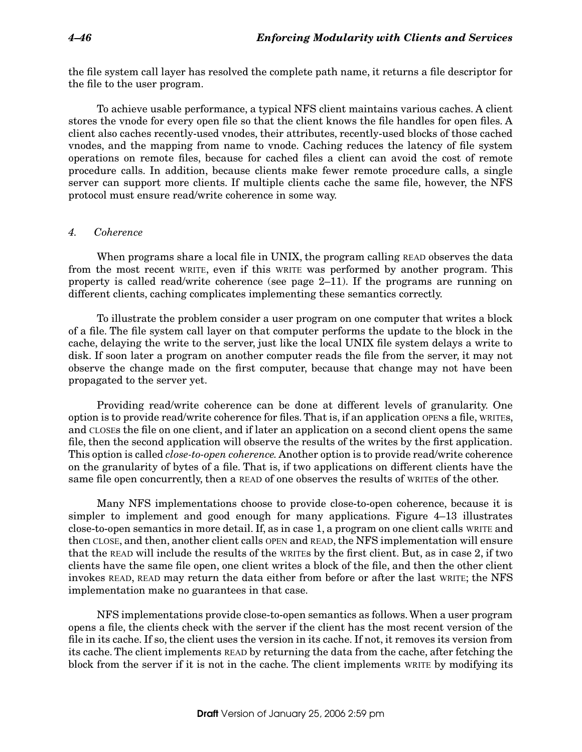the file system call layer has resolved the complete path name, it returns a file descriptor for the file to the user program.

To achieve usable performance, a typical NFS client maintains various caches. A client stores the vnode for every open file so that the client knows the file handles for open files. A client also caches recently-used vnodes, their attributes, recently-used blocks of those cached vnodes, and the mapping from name to vnode. Caching reduces the latency of file system operations on remote files, because for cached files a client can avoid the cost of remote procedure calls. In addition, because clients make fewer remote procedure calls, a single server can support more clients. If multiple clients cache the same file, however, the NFS protocol must ensure read/write coherence in some way.

### *4. Coherence*

When programs share a local file in UNIX, the program calling READ observes the data from the most recent WRITE, even if this WRITE was performed by another program. This property is called read/write coherence (see page 2–11). If the programs are running on different clients, caching complicates implementing these semantics correctly.

To illustrate the problem consider a user program on one computer that writes a block of a file. The file system call layer on that computer performs the update to the block in the cache, delaying the write to the server, just like the local UNIX file system delays a write to disk. If soon later a program on another computer reads the file from the server, it may not observe the change made on the first computer, because that change may not have been propagated to the server yet.

Providing read/write coherence can be done at different levels of granularity. One option is to provide read/write coherence for files. That is, if an application OPENs a file, WRITEs, and CLOSEs the file on one client, and if later an application on a second client opens the same file, then the second application will observe the results of the writes by the first application. This option is called *close-to-open coherence*. Another option is to provide read/write coherence on the granularity of bytes of a file. That is, if two applications on different clients have the same file open concurrently, then a READ of one observes the results of WRITEs of the other.

Many NFS implementations choose to provide close-to-open coherence, because it is simpler to implement and good enough for many applications. Figure 4–13 illustrates close-to-open semantics in more detail. If, as in case 1, a program on one client calls WRITE and then CLOSE, and then, another client calls OPEN and READ, the NFS implementation will ensure that the READ will include the results of the WRITEs by the first client. But, as in case 2, if two clients have the same file open, one client writes a block of the file, and then the other client invokes READ, READ may return the data either from before or after the last WRITE; the NFS implementation make no guarantees in that case.

NFS implementations provide close-to-open semantics as follows. When a user program opens a file, the clients check with the server if the client has the most recent version of the file in its cache. If so, the client uses the version in its cache. If not, it removes its version from its cache. The client implements READ by returning the data from the cache, after fetching the block from the server if it is not in the cache. The client implements WRITE by modifying its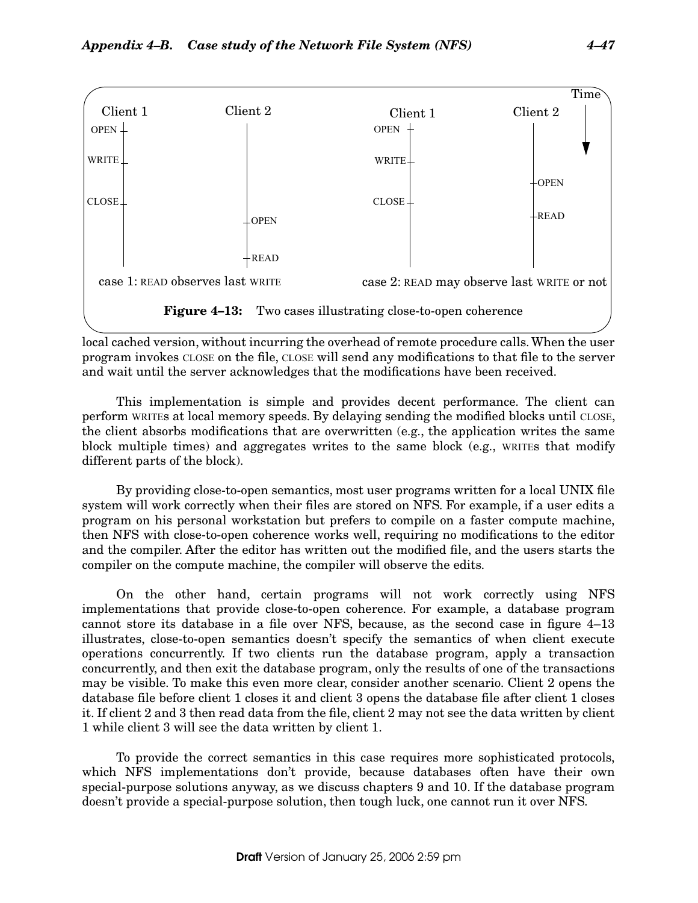Figure 4–13 diagram labels:

- Case 1 — Client 1: OPEN, WRITE, CLOSE; Client 2 (after Client 1's CLOSE): OPEN, READ
- Case 2 — Client 1: OPEN, WRITE, CLOSE; Client 2 (OPEN before Client 1's CLOSE, READ after it): OPEN, READ
- Time runs downward.

case 1: READ observes last WRITE

case 2: READ may observe last WRITE or not

**Figure 4–13:** Two cases illustrating close-to-open coherence

local cached version, without incurring the overhead of remote procedure calls. When the user program invokes CLOSE on the file, CLOSE will send any modifications to that file to the server and wait until the server acknowledges that the modifications have been received.

This implementation is simple and provides decent performance. The client can perform WRITES at local memory speeds. By delaying sending the modified blocks until CLOSE, the client absorbs modifications that are overwritten (e.g., the application writes the same block multiple times) and aggregates writes to the same block (e.g., WRITEs that modify different parts of the block).

By providing close-to-open semantics, most user programs written for a local UNIX file system will work correctly when their files are stored on NFS. For example, if a user edits a program on his personal workstation but prefers to compile on a faster compute machine, then NFS with close-to-open coherence works well, requiring no modifications to the editor and the compiler. After the editor has written out the modified file, and the users starts the compiler on the compute machine, the compiler will observe the edits.

On the other hand, certain programs will not work correctly using NFS implementations that provide close-to-open coherence. For example, a database program cannot store its database in a file over NFS, because, as the second case in figure 4–13 illustrates, close-to-open semantics doesn't specify the semantics of when client execute operations concurrently. If two clients run the database program, apply a transaction concurrently, and then exit the database program, only the results of one of the transactions may be visible. To make this even more clear, consider another scenario. Client 2 opens the database file before client 1 closes it and client 3 opens the database file after client 1 closes it. If client 2 and 3 then read data from the file, client 2 may not see the data written by client 1 while client 3 will see the data written by client 1.

To provide the correct semantics in this case requires more sophisticated protocols, which NFS implementations don't provide, because databases often have their own special-purpose solutions anyway, as we discuss chapters 9 and 10. If the database program doesn't provide a special-purpose solution, then tough luck, one cannot run it over NFS.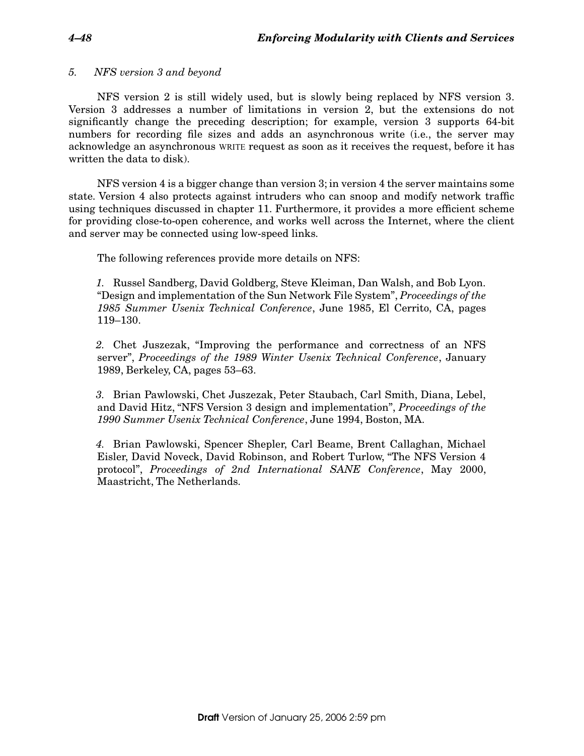*5. NFS version 3 and beyond*

NFS version 2 is still widely used, but is slowly being replaced by NFS version 3. Version 3 addresses a number of limitations in version 2, but the extensions do not significantly change the preceding description; for example, version 3 supports 64-bit numbers for recording file sizes and adds an asynchronous write (i.e., the server may acknowledge an asynchronous WRITE request as soon as it receives the request, before it has written the data to disk).

NFS version 4 is a bigger change than version 3; in version 4 the server maintains some state. Version 4 also protects against intruders who can snoop and modify network traffic using techniques discussed in chapter 11. Furthermore, it provides a more efficient scheme for providing close-to-open coherence, and works well across the Internet, where the client and server may be connected using low-speed links.

The following references provide more details on NFS:

*1.* Russel Sandberg, David Goldberg, Steve Kleiman, Dan Walsh, and Bob Lyon. "Design and implementation of the Sun Network File System", *Proceedings of the 1985 Summer Usenix Technical Conference*, June 1985, El Cerrito, CA, pages 119–130.

*2.* Chet Juszezak, "Improving the performance and correctness of an NFS server", *Proceedings of the 1989 Winter Usenix Technical Conference*, January 1989, Berkeley, CA, pages 53–63.

*3.* Brian Pawlowski, Chet Juszezak, Peter Staubach, Carl Smith, Diana, Lebel, and David Hitz, "NFS Version 3 design and implementation", *Proceedings of the 1990 Summer Usenix Technical Conference*, June 1994, Boston, MA.

*4.* Brian Pawlowski, Spencer Shepler, Carl Beame, Brent Callaghan, Michael Eisler, David Noveck, David Robinson, and Robert Turlow, "The NFS Version 4 protocol", *Proceedings of 2nd International SANE Conference*, May 2000, Maastricht, The Netherlands.